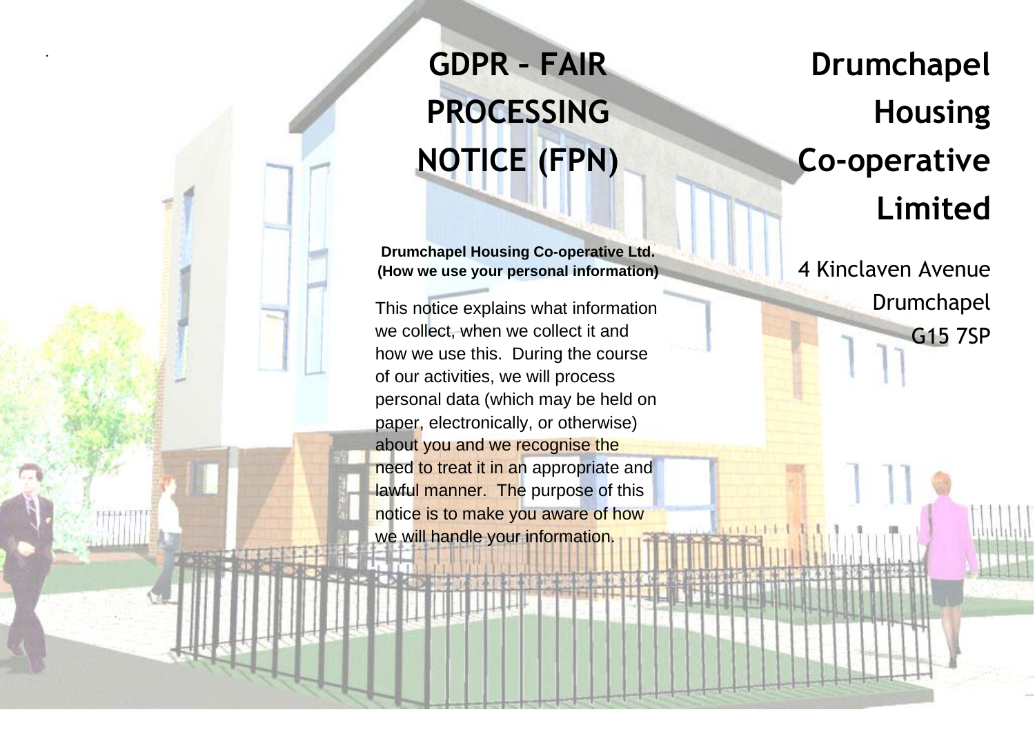# GDPR – FAIR PROCESSING NOTICE (FPN)

**Drumchapel Housing Co-operative Ltd.**
**(How we use your personal information)**

This notice explains what information we collect, when we collect it and how we use this. During the course of our activities, we will process personal data (which may be held on paper, electronically, or otherwise) about you and we recognise the need to treat it in an appropriate and lawful manner. The purpose of this notice is to make you aware of how we will handle your information.

# Drumchapel Housing Co-operative Limited

4 Kinclaven Avenue
Drumchapel
G15 7SP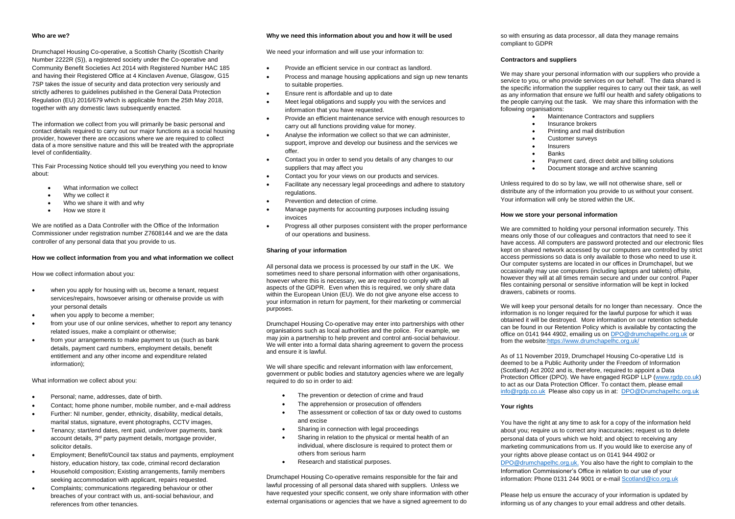**Who are we?**

Drumchapel Housing Co-operative, a Scottish Charity (Scottish Charity Number 2222R (S)), a registered society under the Co-operative and Community Benefit Societies Act 2014 with Registered Number HAC 185 and having their Registered Office at 4 Kinclaven Avenue, Glasgow, G15 7SP takes the issue of security and data protection very seriously and strictly adheres to guidelines published in the General Data Protection Regulation (EU) 2016/679 which is applicable from the 25th May 2018, together with any domestic laws subsequently enacted.

The information we collect from you will primarily be basic personal and contact details required to carry out our major functions as a social housing provider, however there are occasions where we are required to collect data of a more sensitive nature and this will be treated with the appropriate level of confidentiality.

This Fair Processing Notice should tell you everything you need to know about:

- What information we collect
- Why we collect it
- Who we share it with and why
- How we store it

We are notified as a Data Controller with the Office of the Information Commissioner under registration number Z7608144 and we are the data controller of any personal data that you provide to us.

**How we collect information from you and what information we collect**

How we collect information about you:

- when you apply for housing with us, become a tenant, request services/repairs, howsoever arising or otherwise provide us with your personal details
- when you apply to become a member;
- from your use of our online services, whether to report any tenancy related issues, make a complaint or otherwise;
- from your arrangements to make payment to us (such as bank details, payment card numbers, employment details, benefit entitlement and any other income and expenditure related information);

What information we collect about you:

- Personal; name, addresses, date of birth.
- Contact; home phone number, mobile number, and e-mail address
- Further: NI number, gender, ethnicity, disability, medical details, marital status, signature, event photographs, CCTV images,
- Tenancy; start/end dates, rent paid, under/over payments, bank account details, 3rd party payment details, mortgage provider, solicitor details.
- Employment; Benefit/Council tax status and payments, employment history, education history, tax code, criminal record declaration
- Household composition; Existing arrangements, family members seeking accommodation with applicant, repairs requested.
- Complaints; communications rtegareding behaviour or other breaches of your contract with us, anti-social behaviour, and references from other tenancies.

**Why we need this information about you and how it will be used**

We need your information and will use your information to:

- Provide an efficient service in our contract as landlord.
- Process and manage housing applications and sign up new tenants to suitable properties.
- Ensure rent is affordable and up to date
- Meet legal obligations and supply you with the services and information that you have requested.
- Provide an efficient maintenance service with enough resources to carry out all functions providing value for money.
- Analyse the information we collect so that we can administer, support, improve and develop our business and the services we offer.
- Contact you in order to send you details of any changes to our suppliers that may affect you
- Contact you for your views on our products and services.
- Facilitate any necessary legal proceedings and adhere to statutory regulations.
- Prevention and detection of crime.
- Manage payments for accounting purposes including issuing invoices
- Progress all other purposes consistent with the proper performance of our operations and business.

**Sharing of your information**

All personal data we process is processed by our staff in the UK. We sometimes need to share personal information with other organisations, however where this is necessary, we are required to comply with all aspects of the GDPR. Even when this is required, we only share data within the European Union (EU). We do not give anyone else access to your information in return for payment, for their marketing or commercial purposes.

Drumchapel Housing Co-operative may enter into partnerships with other organisations such as local authorities and the police. For example, we may join a partnership to help prevent and control anti-social behaviour. We will enter into a formal data sharing agreement to govern the process and ensure it is lawful.

We will share specific and relevant information with law enforcement, government or public bodies and statutory agencies where we are legally required to do so in order to aid:

- The prevention or detection of crime and fraud
- The apprehension or prosecution of offenders
- The assessment or collection of tax or duty owed to customs and excise
- Sharing in connection with legal proceedings
- Sharing in relation to the physical or mental health of an individual, where disclosure is required to protect them or others from serious harm
- Research and statistical purposes.

Drumchapel Housing Co-operative remains responsible for the fair and lawful processing of all personal data shared with suppliers. Unless we have requested your specific consent, we only share information with other external organisations or agencies that we have a signed agreement to do so with ensuring as data processor, all data they manage remains compliant to GDPR

**Contractors and suppliers**

We may share your personal information with our suppliers who provide a service to you, or who provide services on our behalf. The data shared is the specific information the supplier requires to carry out their task, as well as any information that ensure we fulfil our health and safety obligations to the people carrying out the task. We may share this information with the following organisations:

- Maintenance Contractors and suppliers
- Insurance brokers
- Printing and mail distribution
- Customer surveys
- Insurers
- Banks
- Payment card, direct debit and billing solutions
- Document storage and archive scanning

Unless required to do so by law, we will not otherwise share, sell or distribute any of the information you provide to us without your consent. Your information will only be stored within the UK.

**How we store your personal information**

We are committed to holding your personal information securely. This means only those of our colleagues and contractors that need to see it have access. All computers are password protected and our electronic files kept on shared network accessed by our computers are controlled by strict access permissions so data is only available to those who need to use it. Our computer systems are located in our offices in Drumchapel, but we occasionally may use computers (including laptops and tablets) offsite, however they will at all times remain secure and under our control. Paper files containing personal or sensitive information will be kept in locked drawers, cabinets or rooms.

We will keep your personal details for no longer than necessary. Once the information is no longer required for the lawful purpose for which it was obtained it will be destroyed. More information on our retention schedule can be found in our Retention Policy which is available by contacting the office on 0141 944 4902, emailing us on DPO@drumchapelhc.org.uk or from the website:https://www.drumchapelhc.org.uk/

As of 11 November 2019, Drumchapel Housing Co-operative Ltd is deemed to be a Public Authority under the Freedom of Information (Scotland) Act 2002 and is, therefore, required to appoint a Data Protection Officer (DPO). We have engaged RGDP LLP (www.rgdp.co.uk) to act as our Data Protection Officer. To contact them, please email info@rgdp.co.uk Please also copy us in at: DPO@Drumchapelhc.org.uk

**Your rights**

You have the right at any time to ask for a copy of the information held about you; require us to correct any inaccuracies; request us to delete personal data of yours which we hold; and object to receiving any marketing communications from us. If you would like to exercise any of your rights above please contact us on 0141 944 4902 or DPO@drumchapelhc.org.uk. You also have the right to complain to the Information Commissioner's Office in relation to our use of your information: Phone 0131 244 9001 or e-mail Scotland@ico.org.uk

Please help us ensure the accuracy of your information is updated by informing us of any changes to your email address and other details.